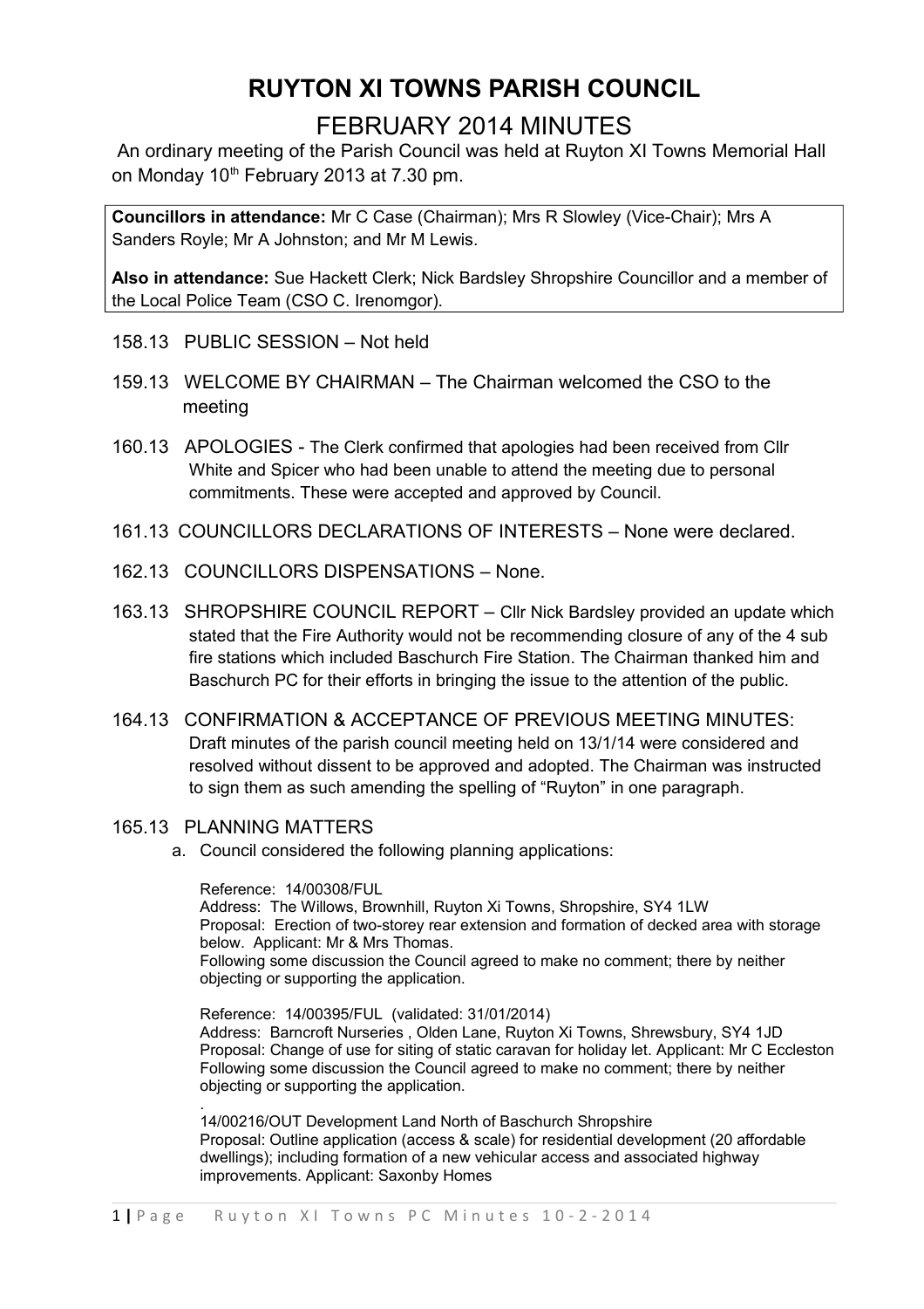# RUYTON XI TOWNS PARISH COUNCIL

## FEBRUARY 2014 MINUTES

An ordinary meeting of the Parish Council was held at Ruyton XI Towns Memorial Hall on Monday 10th February 2013 at 7.30 pm.

**Councillors in attendance:** Mr C Case (Chairman); Mrs R Slowley (Vice-Chair); Mrs A Sanders Royle; Mr A Johnston; and Mr M Lewis.

**Also in attendance:** Sue Hackett Clerk; Nick Bardsley Shropshire Councillor and a member of the Local Police Team (CSO C. Irenomgor).

158.13 PUBLIC SESSION – Not held

159.13 WELCOME BY CHAIRMAN – The Chairman welcomed the CSO to the meeting

160.13 APOLOGIES - The Clerk confirmed that apologies had been received from Cllr White and Spicer who had been unable to attend the meeting due to personal commitments. These were accepted and approved by Council.

161.13 COUNCILLORS DECLARATIONS OF INTERESTS – None were declared.

162.13 COUNCILLORS DISPENSATIONS – None.

163.13 SHROPSHIRE COUNCIL REPORT – Cllr Nick Bardsley provided an update which stated that the Fire Authority would not be recommending closure of any of the 4 sub fire stations which included Baschurch Fire Station. The Chairman thanked him and Baschurch PC for their efforts in bringing the issue to the attention of the public.

164.13 CONFIRMATION & ACCEPTANCE OF PREVIOUS MEETING MINUTES: Draft minutes of the parish council meeting held on 13/1/14 were considered and resolved without dissent to be approved and adopted. The Chairman was instructed to sign them as such amending the spelling of "Ruyton" in one paragraph.

165.13 PLANNING MATTERS

a. Council considered the following planning applications:

Reference: 14/00308/FUL
Address: The Willows, Brownhill, Ruyton Xi Towns, Shropshire, SY4 1LW
Proposal: Erection of two-storey rear extension and formation of decked area with storage below. Applicant: Mr & Mrs Thomas.
Following some discussion the Council agreed to make no comment; there by neither objecting or supporting the application.

Reference: 14/00395/FUL (validated: 31/01/2014)
Address: Barncroft Nurseries , Olden Lane, Ruyton Xi Towns, Shrewsbury, SY4 1JD
Proposal: Change of use for siting of static caravan for holiday let. Applicant: Mr C Eccleston
Following some discussion the Council agreed to make no comment; there by neither objecting or supporting the application.

.
14/00216/OUT Development Land North of Baschurch Shropshire
Proposal: Outline application (access & scale) for residential development (20 affordable dwellings); including formation of a new vehicular access and associated highway improvements. Applicant: Saxonby Homes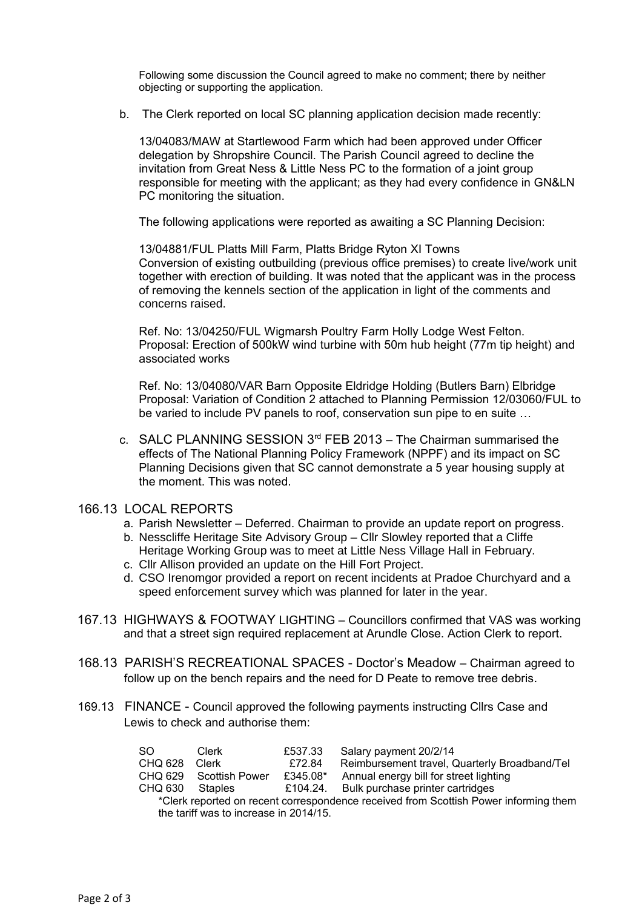Following some discussion the Council agreed to make no comment; there by neither objecting or supporting the application.

b. The Clerk reported on local SC planning application decision made recently:

   13/04083/MAW at Startlewood Farm which had been approved under Officer delegation by Shropshire Council. The Parish Council agreed to decline the invitation from Great Ness & Little Ness PC to the formation of a joint group responsible for meeting with the applicant; as they had every confidence in GN&LN PC monitoring the situation.

   The following applications were reported as awaiting a SC Planning Decision:

   13/04881/FUL Platts Mill Farm, Platts Bridge Ryton XI Towns
   Conversion of existing outbuilding (previous office premises) to create live/work unit together with erection of building. It was noted that the applicant was in the process of removing the kennels section of the application in light of the comments and concerns raised.

   Ref. No: 13/04250/FUL Wigmarsh Poultry Farm Holly Lodge West Felton.
   Proposal: Erection of 500kW wind turbine with 50m hub height (77m tip height) and associated works

   Ref. No: 13/04080/VAR Barn Opposite Eldridge Holding (Butlers Barn) Elbridge
   Proposal: Variation of Condition 2 attached to Planning Permission 12/03060/FUL to be varied to include PV panels to roof, conservation sun pipe to en suite …

c. SALC PLANNING SESSION 3rd FEB 2013 – The Chairman summarised the effects of The National Planning Policy Framework (NPPF) and its impact on SC Planning Decisions given that SC cannot demonstrate a 5 year housing supply at the moment. This was noted.

## 166.13 LOCAL REPORTS

a. Parish Newsletter – Deferred. Chairman to provide an update report on progress.
b. Nesscliffe Heritage Site Advisory Group – Cllr Slowley reported that a Cliffe Heritage Working Group was to meet at Little Ness Village Hall in February.
c. Cllr Allison provided an update on the Hill Fort Project.
d. CSO Irenomgor provided a report on recent incidents at Pradoe Churchyard and a speed enforcement survey which was planned for later in the year.

## 167.13 HIGHWAYS & FOOTWAY LIGHTING

Councillors confirmed that VAS was working and that a street sign required replacement at Arundle Close. Action Clerk to report.

## 168.13 PARISH'S RECREATIONAL SPACES - Doctor's Meadow

Chairman agreed to follow up on the bench repairs and the need for D Peate to remove tree debris.

## 169.13 FINANCE

Council approved the following payments instructing Cllrs Case and Lewis to check and authorise them:

| | | | |
|---|---|---|---|
| SO | Clerk | £537.33 | Salary payment 20/2/14 |
| CHQ 628 | Clerk | £72.84 | Reimbursement travel, Quarterly Broadband/Tel |
| CHQ 629 | Scottish Power | £345.08* | Annual energy bill for street lighting |
| CHQ 630 | Staples | £104.24. | Bulk purchase printer cartridges |

*Clerk reported on recent correspondence received from Scottish Power informing them the tariff was to increase in 2014/15.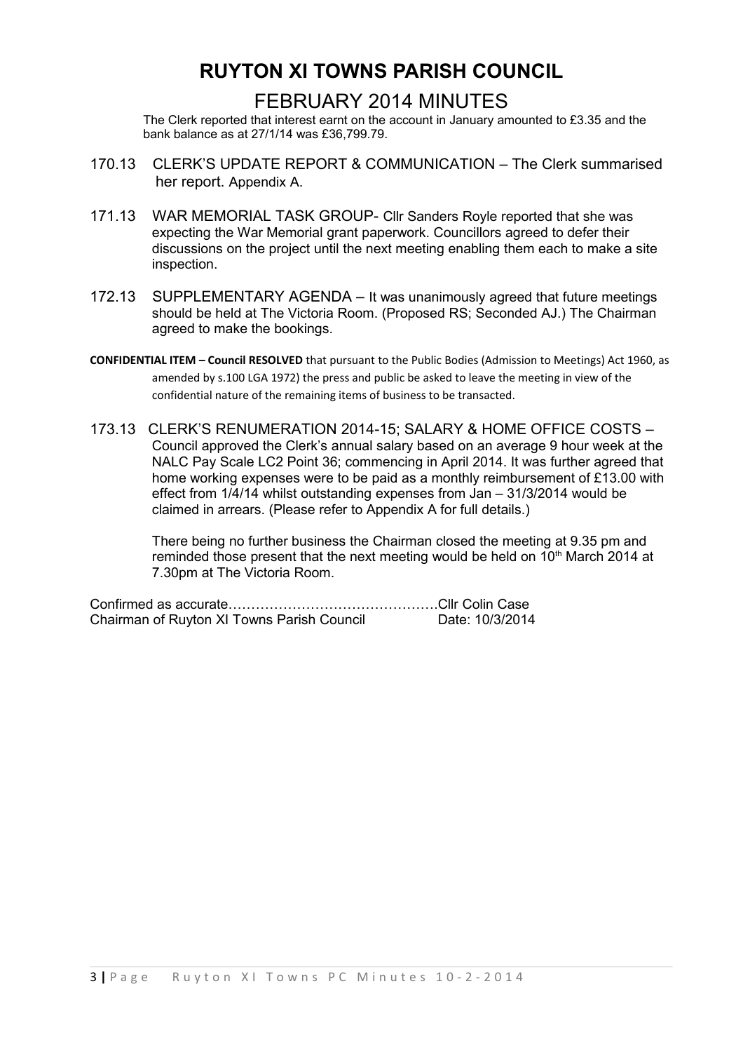# RUYTON XI TOWNS PARISH COUNCIL

## FEBRUARY 2014 MINUTES

The Clerk reported that interest earnt on the account in January amounted to £3.35 and the bank balance as at 27/1/14 was £36,799.79.

170.13 CLERK'S UPDATE REPORT & COMMUNICATION – The Clerk summarised her report. Appendix A.

171.13 WAR MEMORIAL TASK GROUP- Cllr Sanders Royle reported that she was expecting the War Memorial grant paperwork. Councillors agreed to defer their discussions on the project until the next meeting enabling them each to make a site inspection.

172.13 SUPPLEMENTARY AGENDA – It was unanimously agreed that future meetings should be held at The Victoria Room. (Proposed RS; Seconded AJ.) The Chairman agreed to make the bookings.

**CONFIDENTIAL ITEM – Council RESOLVED** that pursuant to the Public Bodies (Admission to Meetings) Act 1960, as amended by s.100 LGA 1972) the press and public be asked to leave the meeting in view of the confidential nature of the remaining items of business to be transacted.

173.13 CLERK'S RENUMERATION 2014-15; SALARY & HOME OFFICE COSTS – Council approved the Clerk's annual salary based on an average 9 hour week at the NALC Pay Scale LC2 Point 36; commencing in April 2014. It was further agreed that home working expenses were to be paid as a monthly reimbursement of £13.00 with effect from 1/4/14 whilst outstanding expenses from Jan – 31/3/2014 would be claimed in arrears. (Please refer to Appendix A for full details.)

There being no further business the Chairman closed the meeting at 9.35 pm and reminded those present that the next meeting would be held on 10th March 2014 at 7.30pm at The Victoria Room.

Confirmed as accurate……………………………………….Cllr Colin Case
Chairman of Ruyton XI Towns Parish Council Date: 10/3/2014